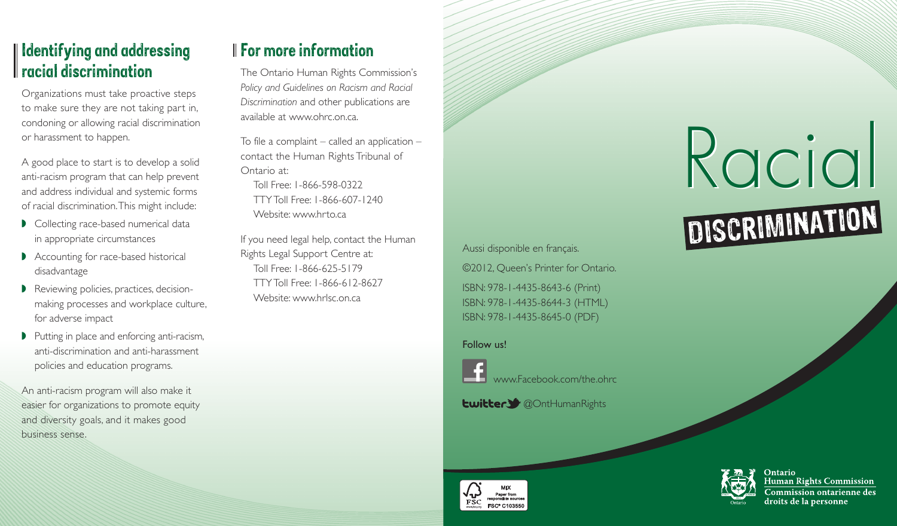## Identifying and addressing racial discrimination

Organizations must take proactive steps to make sure they are not taking part in, condoning or allowing racial discrimination or harassment to happen.

A good place to start is to develop a solid anti-racism program that can help prevent and address individual and systemic forms of racial discrimination. This might include:

- Collecting race-based numerical data in appropriate circumstances
- Accounting for race-based historical disadvantage
- Reviewing policies, practices, decision-making processes and workplace culture, for adverse impact
- Putting in place and enforcing anti-racism, anti-discrimination and anti-harassment policies and education programs.

An anti-racism program will also make it easier for organizations to promote equity and diversity goals, and it makes good business sense.

## For more information

The Ontario Human Rights Commission's *Policy and Guidelines on Racism and Racial Discrimination* and other publications are available at www.ohrc.on.ca.

To file a complaint – called an application – contact the Human Rights Tribunal of Ontario at:

Toll Free: 1-866-598-0322
TTY Toll Free: 1-866-607-1240
Website: www.hrto.ca

If you need legal help, contact the Human Rights Legal Support Centre at:

Toll Free: 1-866-625-5179
TTY Toll Free: 1-866-612-8627
Website: www.hrlsc.on.ca

Aussi disponible en français.

©2012, Queen's Printer for Ontario.

ISBN: 978-1-4435-8643-6 (Print)
ISBN: 978-1-4435-8644-3 (HTML)
ISBN: 978-1-4435-8645-0 (PDF)

Follow us!

www.Facebook.com/the.ohrc

twitter @OntHumanRights

MIX
Paper from responsible sources
FSC® C103550

# Racial DISCRIMINATION

Ontario Human Rights Commission
Commission ontarienne des droits de la personne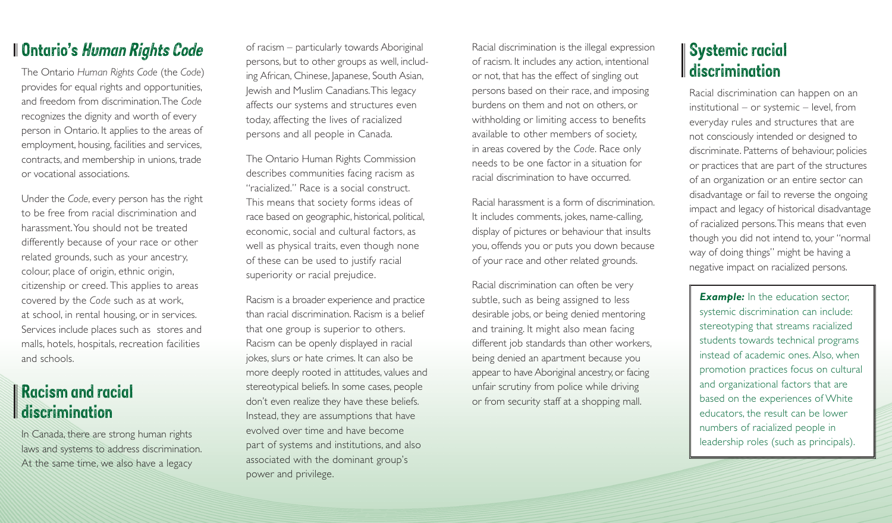## Ontario's *Human Rights Code*

The Ontario *Human Rights Code* (the *Code*) provides for equal rights and opportunities, and freedom from discrimination. The *Code* recognizes the dignity and worth of every person in Ontario. It applies to the areas of employment, housing, facilities and services, contracts, and membership in unions, trade or vocational associations.

Under the *Code*, every person has the right to be free from racial discrimination and harassment. You should not be treated differently because of your race or other related grounds, such as your ancestry, colour, place of origin, ethnic origin, citizenship or creed. This applies to areas covered by the *Code* such as at work, at school, in rental housing, or in services. Services include places such as stores and malls, hotels, hospitals, recreation facilities and schools.

## Racism and racial discrimination

In Canada, there are strong human rights laws and systems to address discrimination. At the same time, we also have a legacy of racism – particularly towards Aboriginal persons, but to other groups as well, including African, Chinese, Japanese, South Asian, Jewish and Muslim Canadians. This legacy affects our systems and structures even today, affecting the lives of racialized persons and all people in Canada.

The Ontario Human Rights Commission describes communities facing racism as "racialized." Race is a social construct. This means that society forms ideas of race based on geographic, historical, political, economic, social and cultural factors, as well as physical traits, even though none of these can be used to justify racial superiority or racial prejudice.

Racism is a broader experience and practice than racial discrimination. Racism is a belief that one group is superior to others. Racism can be openly displayed in racial jokes, slurs or hate crimes. It can also be more deeply rooted in attitudes, values and stereotypical beliefs. In some cases, people don't even realize they have these beliefs. Instead, they are assumptions that have evolved over time and have become part of systems and institutions, and also associated with the dominant group's power and privilege.

Racial discrimination is the illegal expression of racism. It includes any action, intentional or not, that has the effect of singling out persons based on their race, and imposing burdens on them and not on others, or withholding or limiting access to benefits available to other members of society, in areas covered by the *Code*. Race only needs to be one factor in a situation for racial discrimination to have occurred.

Racial harassment is a form of discrimination. It includes comments, jokes, name-calling, display of pictures or behaviour that insults you, offends you or puts you down because of your race and other related grounds.

Racial discrimination can often be very subtle, such as being assigned to less desirable jobs, or being denied mentoring and training. It might also mean facing different job standards than other workers, being denied an apartment because you appear to have Aboriginal ancestry, or facing unfair scrutiny from police while driving or from security staff at a shopping mall.

## Systemic racial discrimination

Racial discrimination can happen on an institutional – or systemic – level, from everyday rules and structures that are not consciously intended or designed to discriminate. Patterns of behaviour, policies or practices that are part of the structures of an organization or an entire sector can disadvantage or fail to reverse the ongoing impact and legacy of historical disadvantage of racialized persons. This means that even though you did not intend to, your "normal way of doing things" might be having a negative impact on racialized persons.

***Example:*** In the education sector, systemic discrimination can include: stereotyping that streams racialized students towards technical programs instead of academic ones. Also, when promotion practices focus on cultural and organizational factors that are based on the experiences of White educators, the result can be lower numbers of racialized people in leadership roles (such as principals).